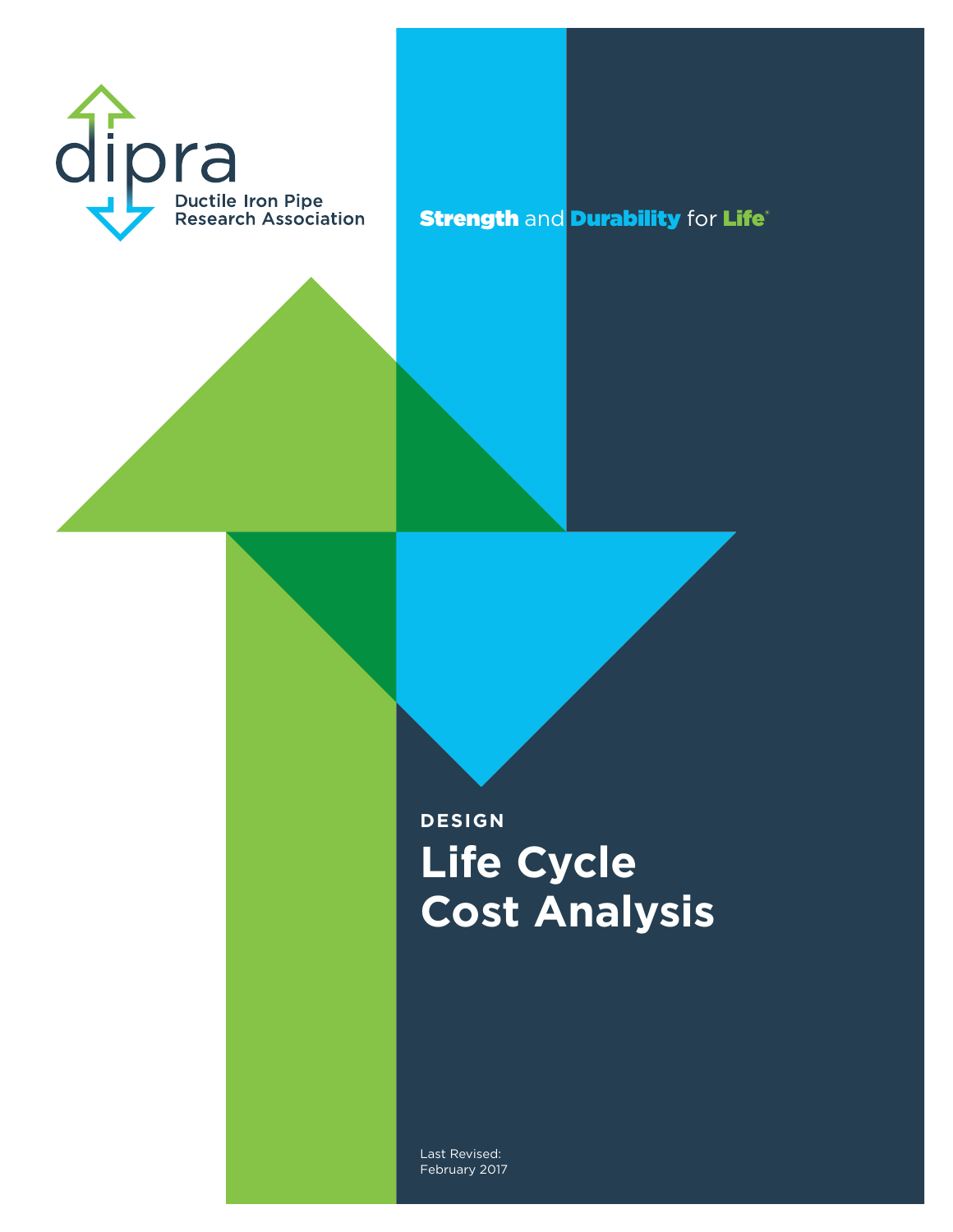dipra

Ductile Iron Pipe Research Association

**Strength** and **Durability** for **Life**®

**DESIGN**

# Life Cycle Cost Analysis

Last Revised:
February 2017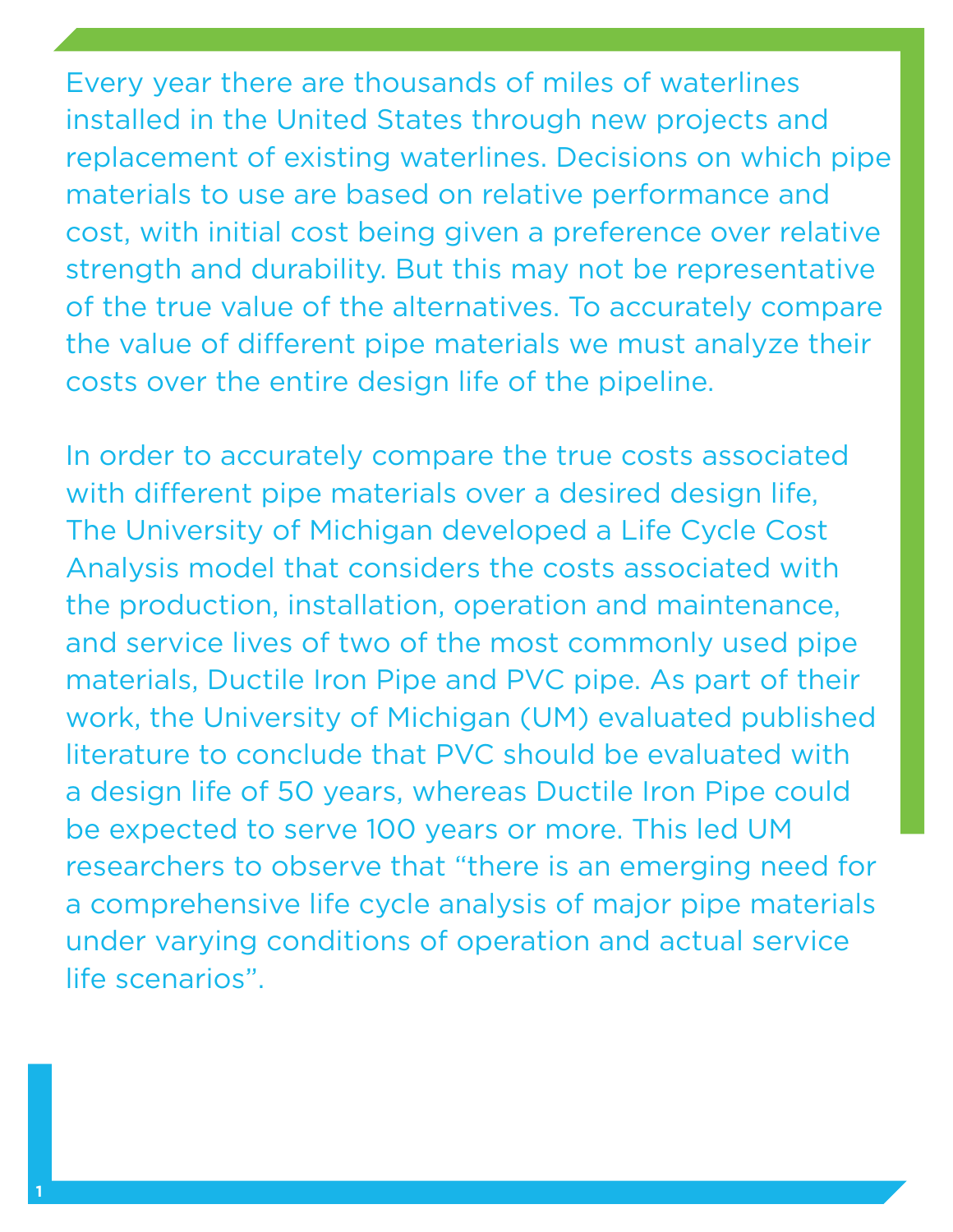Every year there are thousands of miles of waterlines installed in the United States through new projects and replacement of existing waterlines. Decisions on which pipe materials to use are based on relative performance and cost, with initial cost being given a preference over relative strength and durability. But this may not be representative of the true value of the alternatives. To accurately compare the value of different pipe materials we must analyze their costs over the entire design life of the pipeline.

In order to accurately compare the true costs associated with different pipe materials over a desired design life, The University of Michigan developed a Life Cycle Cost Analysis model that considers the costs associated with the production, installation, operation and maintenance, and service lives of two of the most commonly used pipe materials, Ductile Iron Pipe and PVC pipe. As part of their work, the University of Michigan (UM) evaluated published literature to conclude that PVC should be evaluated with a design life of 50 years, whereas Ductile Iron Pipe could be expected to serve 100 years or more. This led UM researchers to observe that "there is an emerging need for a comprehensive life cycle analysis of major pipe materials under varying conditions of operation and actual service life scenarios".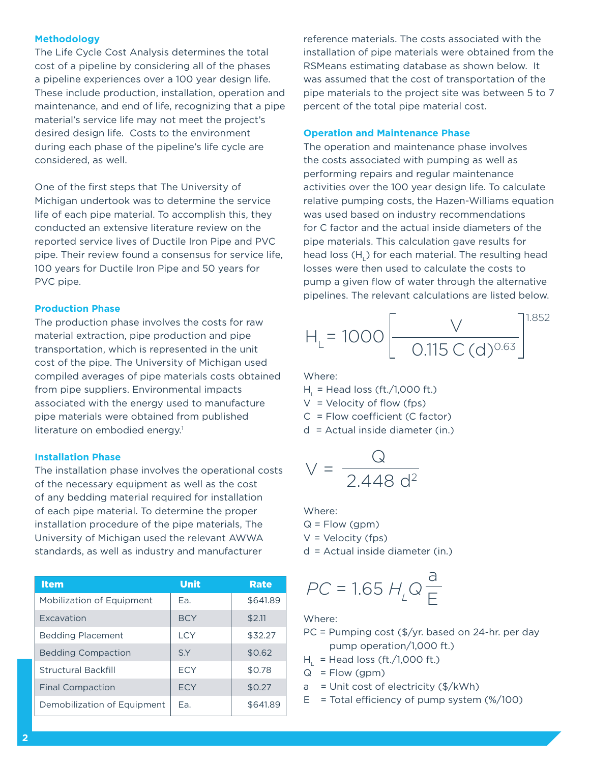### Methodology

The Life Cycle Cost Analysis determines the total cost of a pipeline by considering all of the phases a pipeline experiences over a 100 year design life. These include production, installation, operation and maintenance, and end of life, recognizing that a pipe material's service life may not meet the project's desired design life. Costs to the environment during each phase of the pipeline's life cycle are considered, as well.

One of the first steps that The University of Michigan undertook was to determine the service life of each pipe material. To accomplish this, they conducted an extensive literature review on the reported service lives of Ductile Iron Pipe and PVC pipe. Their review found a consensus for service life, 100 years for Ductile Iron Pipe and 50 years for PVC pipe.

### Production Phase

The production phase involves the costs for raw material extraction, pipe production and pipe transportation, which is represented in the unit cost of the pipe. The University of Michigan used compiled averages of pipe materials costs obtained from pipe suppliers. Environmental impacts associated with the energy used to manufacture pipe materials were obtained from published literature on embodied energy.[1]

### Installation Phase

The installation phase involves the operational costs of the necessary equipment as well as the cost of any bedding material required for installation of each pipe material. To determine the proper installation procedure of the pipe materials, The University of Michigan used the relevant AWWA standards, as well as industry and manufacturer reference materials. The costs associated with the installation of pipe materials were obtained from the RSMeans estimating database as shown below. It was assumed that the cost of transportation of the pipe materials to the project site was between 5 to 7 percent of the total pipe material cost.

| Item | Unit | Rate |
|---|---|---|
| Mobilization of Equipment | Ea. | $641.89 |
| Excavation | BCY | $2.11 |
| Bedding Placement | LCY | $32.27 |
| Bedding Compaction | S.Y | $0.62 |
| Structural Backfill | ECY | $0.78 |
| Final Compaction | ECY | $0.27 |
| Demobilization of Equipment | Ea. | $641.89 |

### Operation and Maintenance Phase

The operation and maintenance phase involves the costs associated with pumping as well as performing repairs and regular maintenance activities over the 100 year design life. To calculate relative pumping costs, the Hazen-Williams equation was used based on industry recommendations for C factor and the actual inside diameters of the pipe materials. This calculation gave results for head loss ($H_L$) for each material. The resulting head losses were then used to calculate the costs to pump a given flow of water through the alternative pipelines. The relevant calculations are listed below.

$$H_L = 1000 \left[ \frac{V}{0.115\, C\, (d)^{0.63}} \right]^{1.852}$$

Where:
$H_L$ = Head loss (ft./1,000 ft.)
$V$ = Velocity of flow (fps)
$C$ = Flow coefficient (C factor)
$d$ = Actual inside diameter (in.)

$$V = \frac{Q}{2.448\, d^2}$$

Where:
$Q$ = Flow (gpm)
$V$ = Velocity (fps)
$d$ = Actual inside diameter (in.)

$$PC = 1.65\, H_L Q \frac{a}{E}$$

Where:
$PC$ = Pumping cost ($/yr. based on 24-hr. per day pump operation/1,000 ft.)
$H_L$ = Head loss (ft./1,000 ft.)
$Q$ = Flow (gpm)
$a$ = Unit cost of electricity ($/kWh)
$E$ = Total efficiency of pump system (%/100)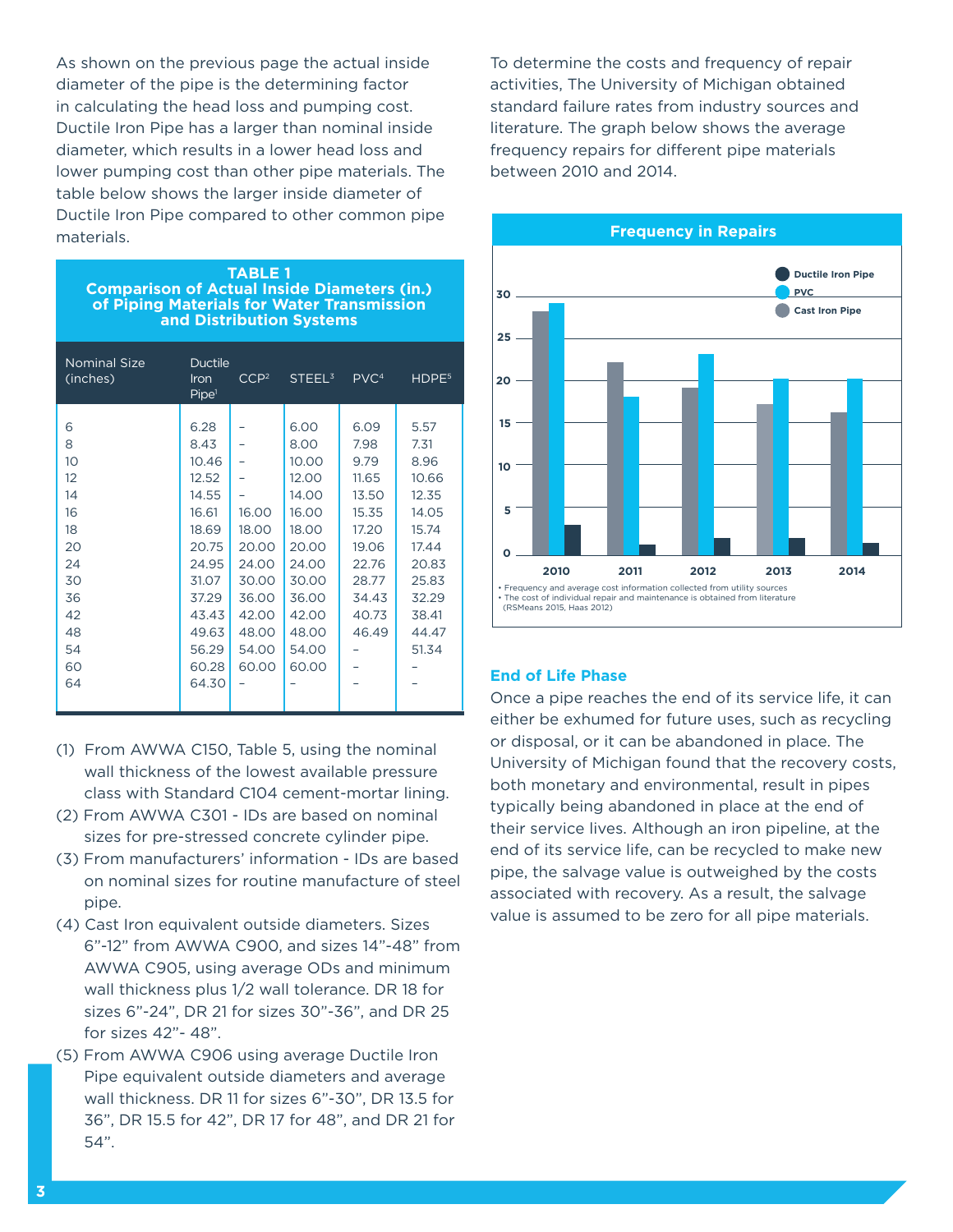As shown on the previous page the actual inside diameter of the pipe is the determining factor in calculating the head loss and pumping cost. Ductile Iron Pipe has a larger than nominal inside diameter, which results in a lower head loss and lower pumping cost than other pipe materials. The table below shows the larger inside diameter of Ductile Iron Pipe compared to other common pipe materials.

**TABLE 1**
**Comparison of Actual Inside Diameters (in.) of Piping Materials for Water Transmission and Distribution Systems**

| Nominal Size (inches) | Ductile Iron Pipe[1] | CCP[2] | STEEL[3] | PVC[4] | HDPE[5] |
|---|---|---|---|---|---|
| 6 | 6.28 | – | 6.00 | 6.09 | 5.57 |
| 8 | 8.43 | – | 8.00 | 7.98 | 7.31 |
| 10 | 10.46 | – | 10.00 | 9.79 | 8.96 |
| 12 | 12.52 | – | 12.00 | 11.65 | 10.66 |
| 14 | 14.55 | – | 14.00 | 13.50 | 12.35 |
| 16 | 16.61 | 16.00 | 16.00 | 15.35 | 14.05 |
| 18 | 18.69 | 18.00 | 18.00 | 17.20 | 15.74 |
| 20 | 20.75 | 20.00 | 20.00 | 19.06 | 17.44 |
| 24 | 24.95 | 24.00 | 24.00 | 22.76 | 20.83 |
| 30 | 31.07 | 30.00 | 30.00 | 28.77 | 25.83 |
| 36 | 37.29 | 36.00 | 36.00 | 34.43 | 32.29 |
| 42 | 43.43 | 42.00 | 42.00 | 40.73 | 38.41 |
| 48 | 49.63 | 48.00 | 48.00 | 46.49 | 44.47 |
| 54 | 56.29 | 54.00 | 54.00 | – | 51.34 |
| 60 | 60.28 | 60.00 | 60.00 | – | – |
| 64 | 64.30 | – | – | – | – |

(1) From AWWA C150, Table 5, using the nominal wall thickness of the lowest available pressure class with Standard C104 cement-mortar lining.

(2) From AWWA C301 - IDs are based on nominal sizes for pre-stressed concrete cylinder pipe.

(3) From manufacturers' information - IDs are based on nominal sizes for routine manufacture of steel pipe.

(4) Cast Iron equivalent outside diameters. Sizes 6"-12" from AWWA C900, and sizes 14"-48" from AWWA C905, using average ODs and minimum wall thickness plus 1/2 wall tolerance. DR 18 for sizes 6"-24", DR 21 for sizes 30"-36", and DR 25 for sizes 42"- 48".

(5) From AWWA C906 using average Ductile Iron Pipe equivalent outside diameters and average wall thickness. DR 11 for sizes 6"-30", DR 13.5 for 36", DR 15.5 for 42", DR 17 for 48", and DR 21 for 54".

To determine the costs and frequency of repair activities, The University of Michigan obtained standard failure rates from industry sources and literature. The graph below shows the average frequency repairs for different pipe materials between 2010 and 2014.

**Frequency in Repairs**

| Year | Cast Iron Pipe | PVC | Ductile Iron Pipe |
|---|---|---|---|
| 2010 | ~28 | ~29 | ~3.5 |
| 2011 | ~22 | ~18 | ~1.2 |
| 2012 | ~19 | ~23 | ~2 |
| 2013 | ~17 | ~20 | ~2 |
| 2014 | ~16 | ~20 | ~1.4 |

• Frequency and average cost information collected from utility sources
• The cost of individual repair and maintenance is obtained from literature (RSMeans 2015, Haas 2012)

### End of Life Phase

Once a pipe reaches the end of its service life, it can either be exhumed for future uses, such as recycling or disposal, or it can be abandoned in place. The University of Michigan found that the recovery costs, both monetary and environmental, result in pipes typically being abandoned in place at the end of their service lives. Although an iron pipeline, at the end of its service life, can be recycled to make new pipe, the salvage value is outweighed by the costs associated with recovery. As a result, the salvage value is assumed to be zero for all pipe materials.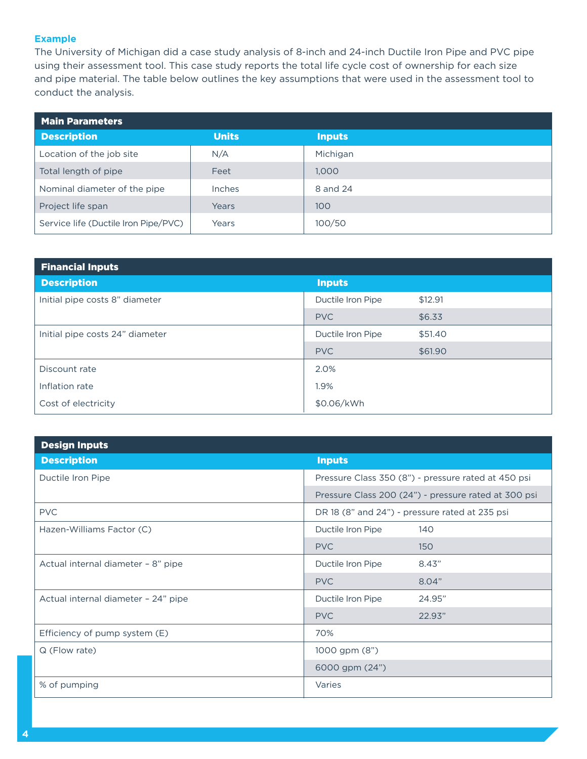### Example

The University of Michigan did a case study analysis of 8-inch and 24-inch Ductile Iron Pipe and PVC pipe using their assessment tool. This case study reports the total life cycle cost of ownership for each size and pipe material. The table below outlines the key assumptions that were used in the assessment tool to conduct the analysis.

| **Main Parameters** | | |
|---|---|---|
| **Description** | **Units** | **Inputs** |
| Location of the job site | N/A | Michigan |
| Total length of pipe | Feet | 1,000 |
| Nominal diameter of the pipe | Inches | 8 and 24 |
| Project life span | Years | 100 |
| Service life (Ductile Iron Pipe/PVC) | Years | 100/50 |

| **Financial Inputs** | | |
|---|---|---|
| **Description** | **Inputs** | |
| Initial pipe costs 8" diameter | Ductile Iron Pipe | $12.91 |
| | PVC | $6.33 |
| Initial pipe costs 24" diameter | Ductile Iron Pipe | $51.40 |
| | PVC | $61.90 |
| Discount rate | 2.0% | |
| Inflation rate | 1.9% | |
| Cost of electricity | $0.06/kWh | |

| **Design Inputs** | | |
|---|---|---|
| **Description** | **Inputs** | |
| Ductile Iron Pipe | Pressure Class 350 (8") - pressure rated at 450 psi | |
| | Pressure Class 200 (24") - pressure rated at 300 psi | |
| PVC | DR 18 (8" and 24") - pressure rated at 235 psi | |
| Hazen-Williams Factor (C) | Ductile Iron Pipe | 140 |
| | PVC | 150 |
| Actual internal diameter – 8" pipe | Ductile Iron Pipe | 8.43" |
| | PVC | 8.04" |
| Actual internal diameter – 24" pipe | Ductile Iron Pipe | 24.95" |
| | PVC | 22.93" |
| Efficiency of pump system (E) | 70% | |
| Q (Flow rate) | 1000 gpm (8") | |
| | 6000 gpm (24") | |
| % of pumping | Varies | |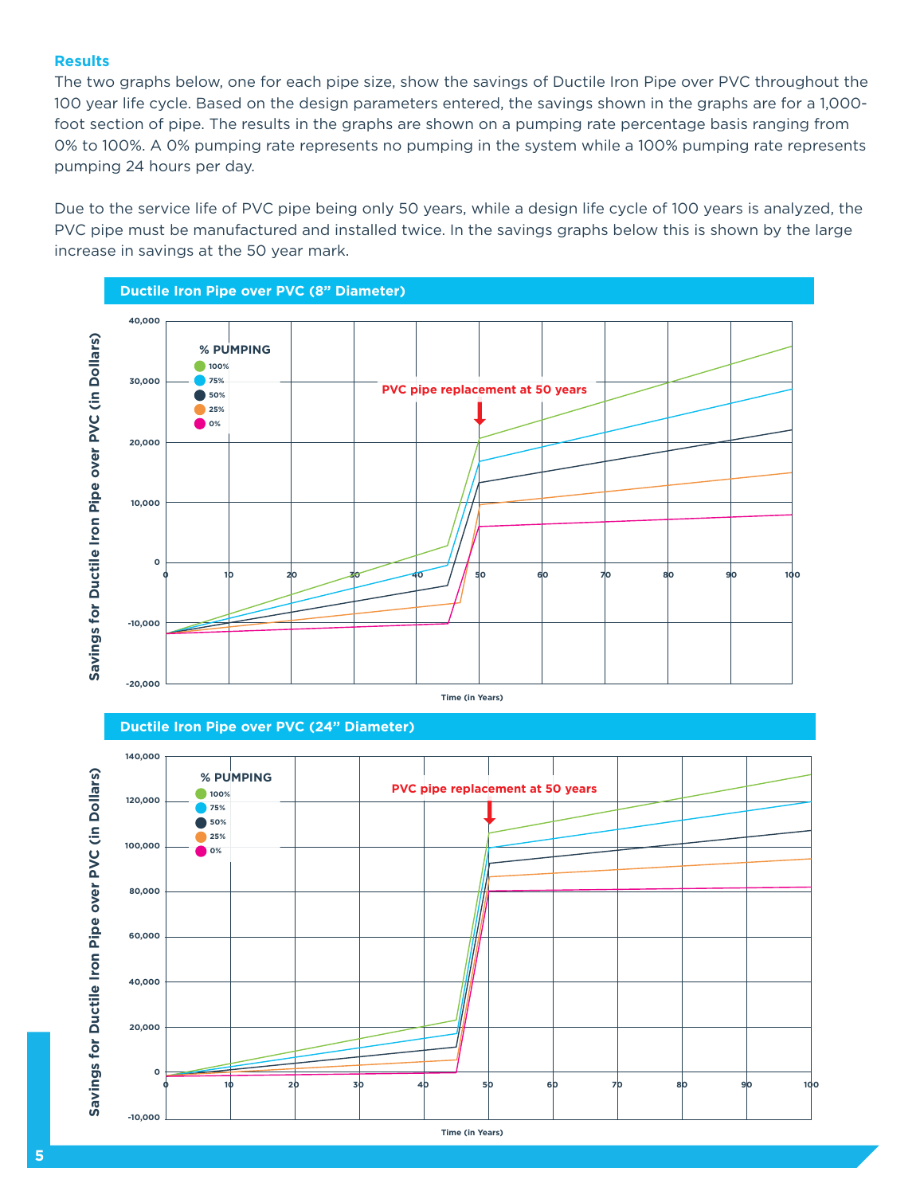### Results

The two graphs below, one for each pipe size, show the savings of Ductile Iron Pipe over PVC throughout the 100 year life cycle. Based on the design parameters entered, the savings shown in the graphs are for a 1,000-foot section of pipe. The results in the graphs are shown on a pumping rate percentage basis ranging from 0% to 100%. A 0% pumping rate represents no pumping in the system while a 100% pumping rate represents pumping 24 hours per day.

Due to the service life of PVC pipe being only 50 years, while a design life cycle of 100 years is analyzed, the PVC pipe must be manufactured and installed twice. In the savings graphs below this is shown by the large increase in savings at the 50 year mark.

**Ductile Iron Pipe over PVC (8" Diameter)**

**Ductile Iron Pipe over PVC (24" Diameter)**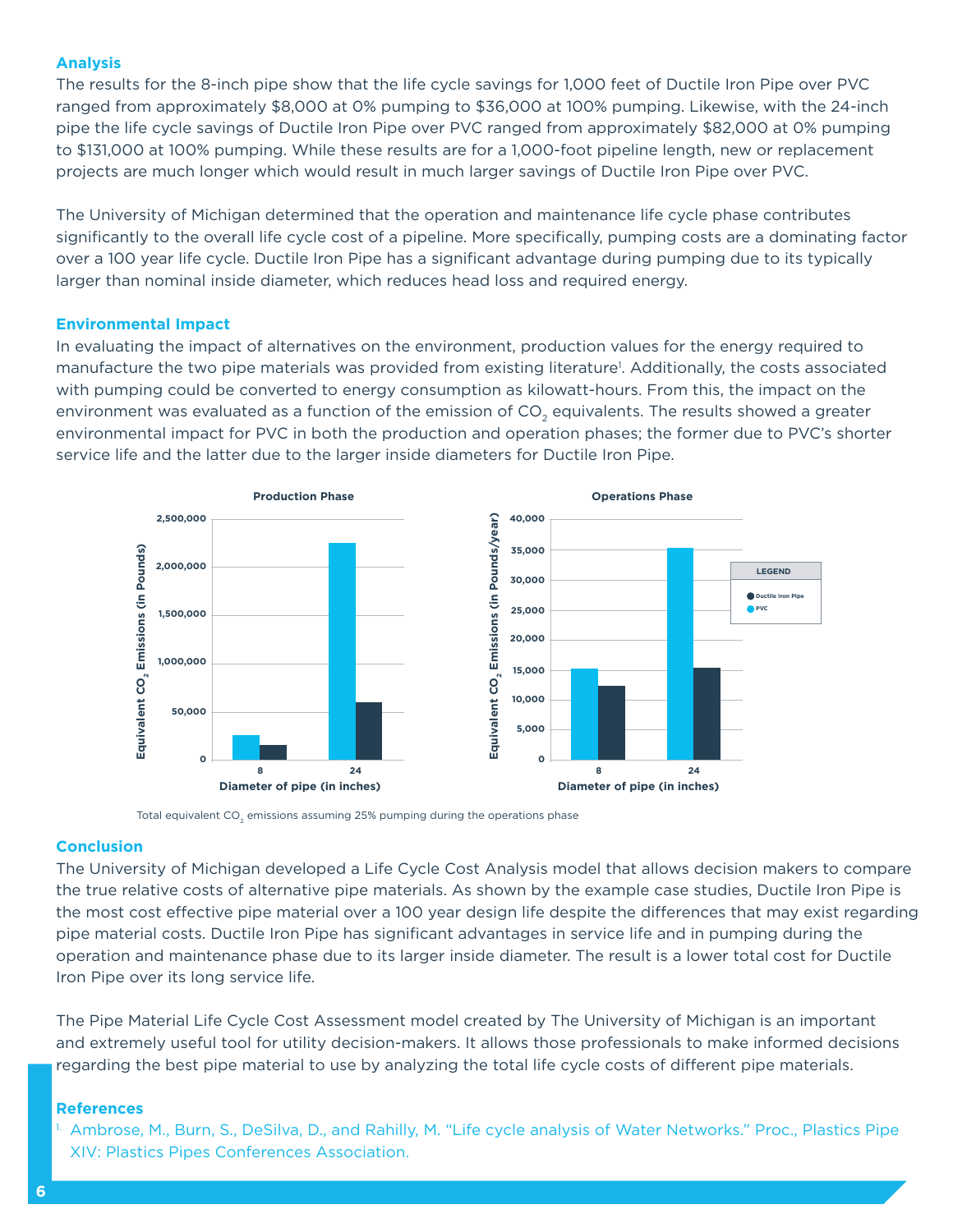## Analysis

The results for the 8-inch pipe show that the life cycle savings for 1,000 feet of Ductile Iron Pipe over PVC ranged from approximately $8,000 at 0% pumping to $36,000 at 100% pumping. Likewise, with the 24-inch pipe the life cycle savings of Ductile Iron Pipe over PVC ranged from approximately $82,000 at 0% pumping to $131,000 at 100% pumping. While these results are for a 1,000-foot pipeline length, new or replacement projects are much longer which would result in much larger savings of Ductile Iron Pipe over PVC.

The University of Michigan determined that the operation and maintenance life cycle phase contributes significantly to the overall life cycle cost of a pipeline. More specifically, pumping costs are a dominating factor over a 100 year life cycle. Ductile Iron Pipe has a significant advantage during pumping due to its typically larger than nominal inside diameter, which reduces head loss and required energy.

## Environmental Impact

In evaluating the impact of alternatives on the environment, production values for the energy required to manufacture the two pipe materials was provided from existing literature[1]. Additionally, the costs associated with pumping could be converted to energy consumption as kilowatt-hours. From this, the impact on the environment was evaluated as a function of the emission of $CO_2$ equivalents. The results showed a greater environmental impact for PVC in both the production and operation phases; the former due to PVC's shorter service life and the latter due to the larger inside diameters for Ductile Iron Pipe.

Total equivalent $CO_2$ emissions assuming 25% pumping during the operations phase

## Conclusion

The University of Michigan developed a Life Cycle Cost Analysis model that allows decision makers to compare the true relative costs of alternative pipe materials. As shown by the example case studies, Ductile Iron Pipe is the most cost effective pipe material over a 100 year design life despite the differences that may exist regarding pipe material costs. Ductile Iron Pipe has significant advantages in service life and in pumping during the operation and maintenance phase due to its larger inside diameter. The result is a lower total cost for Ductile Iron Pipe over its long service life.

The Pipe Material Life Cycle Cost Assessment model created by The University of Michigan is an important and extremely useful tool for utility decision-makers. It allows those professionals to make informed decisions regarding the best pipe material to use by analyzing the total life cycle costs of different pipe materials.

## References

1. Ambrose, M., Burn, S., DeSilva, D., and Rahilly, M. "Life cycle analysis of Water Networks." Proc., Plastics Pipe XIV: Plastics Pipes Conferences Association.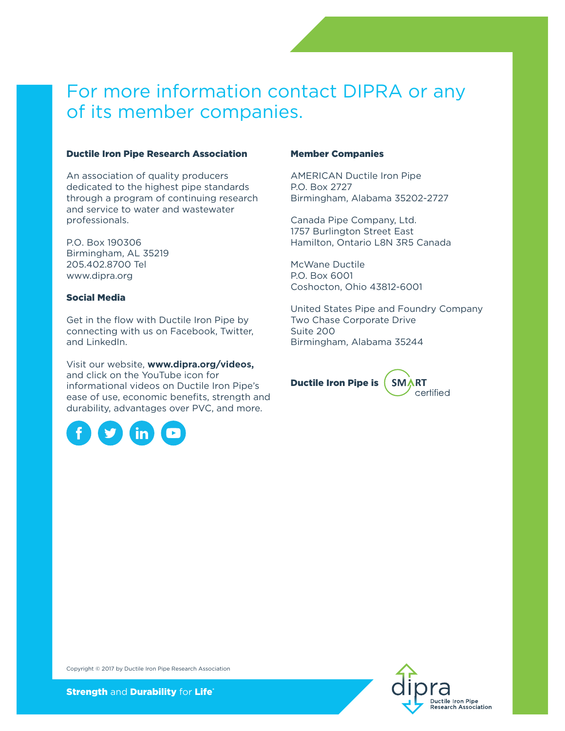# For more information contact DIPRA or any of its member companies.

### Ductile Iron Pipe Research Association

An association of quality producers dedicated to the highest pipe standards through a program of continuing research and service to water and wastewater professionals.

P.O. Box 190306
Birmingham, AL 35219
205.402.8700 Tel
www.dipra.org

### Social Media

Get in the flow with Ductile Iron Pipe by connecting with us on Facebook, Twitter, and LinkedIn.

Visit our website, **www.dipra.org/videos,** and click on the YouTube icon for informational videos on Ductile Iron Pipe's ease of use, economic benefits, strength and durability, advantages over PVC, and more.

### Member Companies

AMERICAN Ductile Iron Pipe
P.O. Box 2727
Birmingham, Alabama 35202-2727

Canada Pipe Company, Ltd.
1757 Burlington Street East
Hamilton, Ontario L8N 3R5 Canada

McWane Ductile
P.O. Box 6001
Coshocton, Ohio 43812-6001

United States Pipe and Foundry Company
Two Chase Corporate Drive
Suite 200
Birmingham, Alabama 35244

**Ductile Iron Pipe is** SMART certified

Copyright © 2017 by Ductile Iron Pipe Research Association

**Strength** and **Durability** for **Life**®

dipra Ductile Iron Pipe Research Association